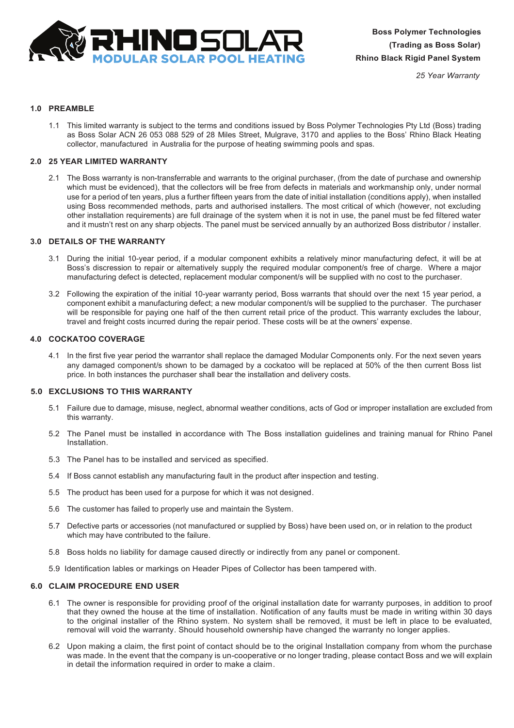**Boss Polymer Technologies**
**(Trading as Boss Solar)**
**Rhino Black Rigid Panel System**

*25 Year Warranty*

## 1.0 PREAMBLE

1.1 This limited warranty is subject to the terms and conditions issued by Boss Polymer Technologies Pty Ltd (Boss) trading as Boss Solar ACN 26 053 088 529 of 28 Miles Street, Mulgrave, 3170 and applies to the Boss' Rhino Black Heating collector, manufactured in Australia for the purpose of heating swimming pools and spas.

## 2.0 25 YEAR LIMITED WARRANTY

2.1 The Boss warranty is non-transferrable and warrants to the original purchaser, (from the date of purchase and ownership which must be evidenced), that the collectors will be free from defects in materials and workmanship only, under normal use for a period of ten years, plus a further fifteen years from the date of initial installation (conditions apply), when installed using Boss recommended methods, parts and authorised installers. The most critical of which (however, not excluding other installation requirements) are full drainage of the system when it is not in use, the panel must be fed filtered water and it mustn't rest on any sharp objects. The panel must be serviced annually by an authorized Boss distributor / installer.

## 3.0 DETAILS OF THE WARRANTY

3.1 During the initial 10-year period, if a modular component exhibits a relatively minor manufacturing defect, it will be at Boss's discression to repair or alternatively supply the required modular component/s free of charge. Where a major manufacturing defect is detected, replacement modular component/s will be supplied with no cost to the purchaser.

3.2 Following the expiration of the initial 10-year warranty period, Boss warrants that should over the next 15 year period, a component exhibit a manufacturing defect; a new modular component/s will be supplied to the purchaser. The purchaser will be responsible for paying one half of the then current retail price of the product. This warranty excludes the labour, travel and freight costs incurred during the repair period. These costs will be at the owners' expense.

## 4.0 COCKATOO COVERAGE

4.1 In the first five year period the warrantor shall replace the damaged Modular Components only. For the next seven years any damaged component/s shown to be damaged by a cockatoo will be replaced at 50% of the then current Boss list price. In both instances the purchaser shall bear the installation and delivery costs.

## 5.0 EXCLUSIONS TO THIS WARRANTY

5.1 Failure due to damage, misuse, neglect, abnormal weather conditions, acts of God or improper installation are excluded from this warranty.

5.2 The Panel must be installed in accordance with The Boss installation guidelines and training manual for Rhino Panel Installation.

5.3 The Panel has to be installed and serviced as specified.

5.4 If Boss cannot establish any manufacturing fault in the product after inspection and testing.

5.5 The product has been used for a purpose for which it was not designed.

5.6 The customer has failed to properly use and maintain the System.

5.7 Defective parts or accessories (not manufactured or supplied by Boss) have been used on, or in relation to the product which may have contributed to the failure.

5.8 Boss holds no liability for damage caused directly or indirectly from any panel or component.

5.9 Identification lables or markings on Header Pipes of Collector has been tampered with.

## 6.0 CLAIM PROCEDURE END USER

6.1 The owner is responsible for providing proof of the original installation date for warranty purposes, in addition to proof that they owned the house at the time of installation. Notification of any faults must be made in writing within 30 days to the original installer of the Rhino system. No system shall be removed, it must be left in place to be evaluated, removal will void the warranty. Should household ownership have changed the warranty no longer applies.

6.2 Upon making a claim, the first point of contact should be to the original Installation company from whom the purchase was made. In the event that the company is un-cooperative or no longer trading, please contact Boss and we will explain in detail the information required in order to make a claim.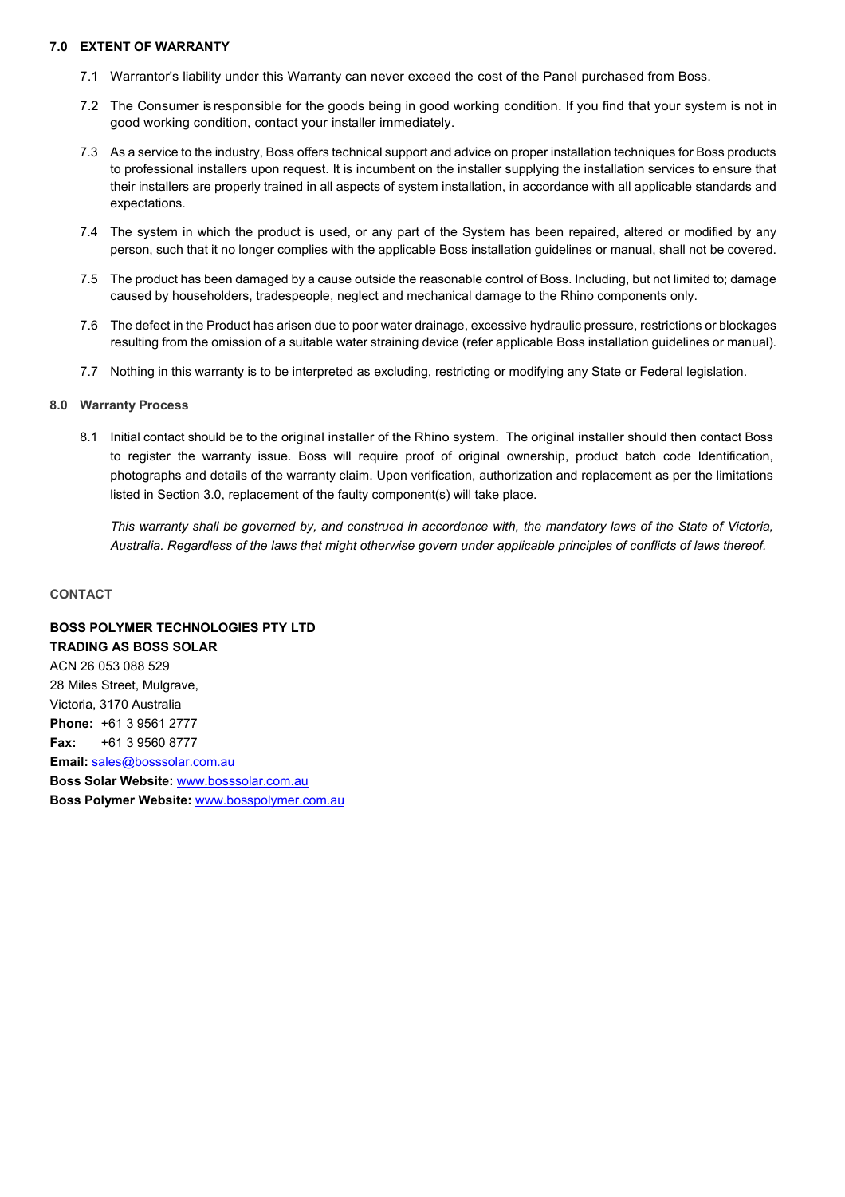### 7.0 EXTENT OF WARRANTY

7.1 Warrantor's liability under this Warranty can never exceed the cost of the Panel purchased from Boss.

7.2 The Consumer is responsible for the goods being in good working condition. If you find that your system is not in good working condition, contact your installer immediately.

7.3 As a service to the industry, Boss offers technical support and advice on proper installation techniques for Boss products to professional installers upon request. It is incumbent on the installer supplying the installation services to ensure that their installers are properly trained in all aspects of system installation, in accordance with all applicable standards and expectations.

7.4 The system in which the product is used, or any part of the System has been repaired, altered or modified by any person, such that it no longer complies with the applicable Boss installation guidelines or manual, shall not be covered.

7.5 The product has been damaged by a cause outside the reasonable control of Boss. Including, but not limited to; damage caused by householders, tradespeople, neglect and mechanical damage to the Rhino components only.

7.6 The defect in the Product has arisen due to poor water drainage, excessive hydraulic pressure, restrictions or blockages resulting from the omission of a suitable water straining device (refer applicable Boss installation guidelines or manual).

7.7 Nothing in this warranty is to be interpreted as excluding, restricting or modifying any State or Federal legislation.

### 8.0 Warranty Process

8.1 Initial contact should be to the original installer of the Rhino system. The original installer should then contact Boss to register the warranty issue. Boss will require proof of original ownership, product batch code Identification, photographs and details of the warranty claim. Upon verification, authorization and replacement as per the limitations listed in Section 3.0, replacement of the faulty component(s) will take place.

*This warranty shall be governed by, and construed in accordance with, the mandatory laws of the State of Victoria, Australia. Regardless of the laws that might otherwise govern under applicable principles of conflicts of laws thereof.*

**CONTACT**

**BOSS POLYMER TECHNOLOGIES PTY LTD**
**TRADING AS BOSS SOLAR**
ACN 26 053 088 529
28 Miles Street, Mulgrave,
Victoria, 3170 Australia
**Phone:** +61 3 9561 2777
**Fax:** +61 3 9560 8777
**Email:** sales@bosssolar.com.au
**Boss Solar Website:** www.bosssolar.com.au
**Boss Polymer Website:** www.bosspolymer.com.au